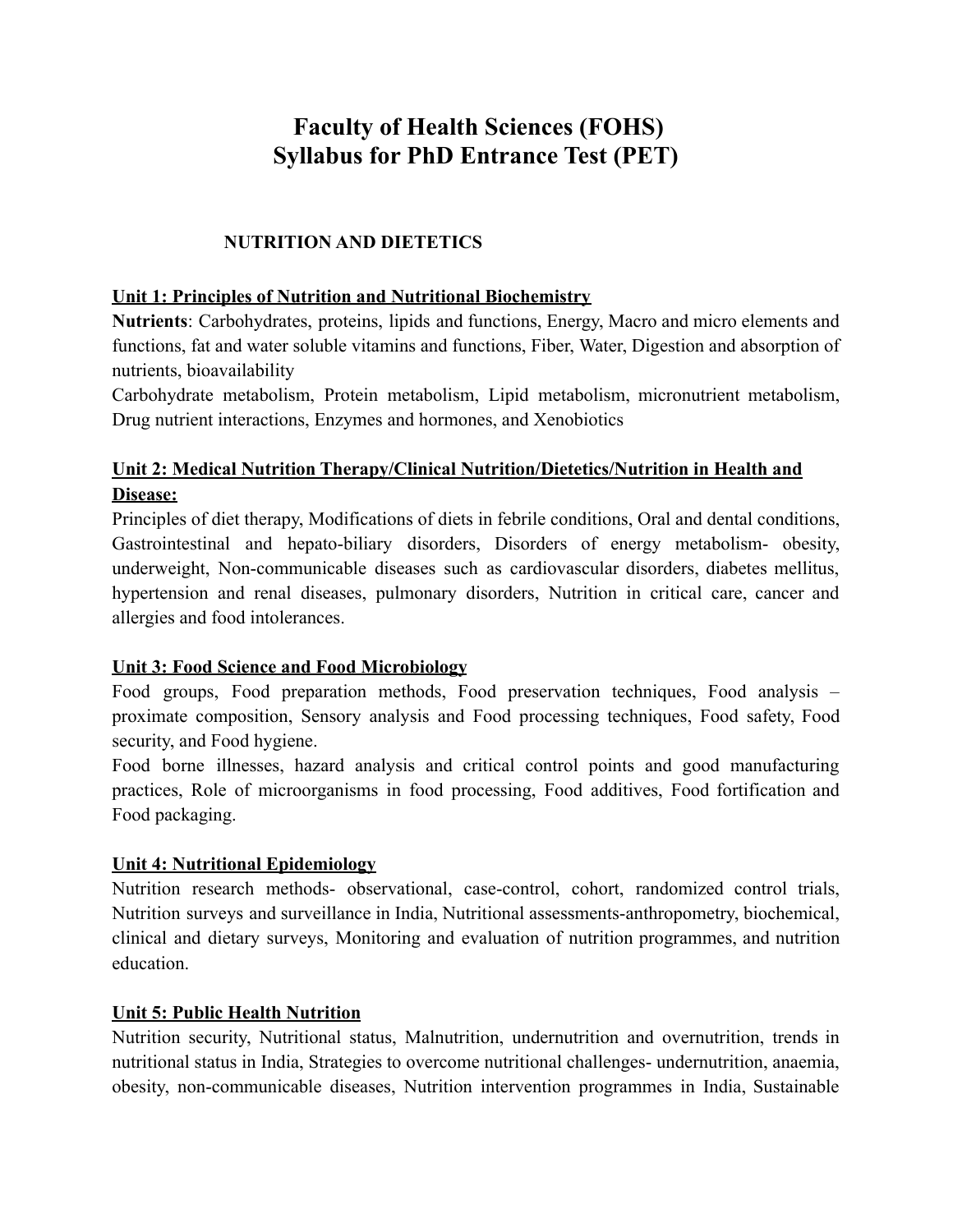# Faculty of Health Sciences (FOHS)
# Syllabus for PhD Entrance Test (PET)

## NUTRITION AND DIETETICS

### Unit 1: Principles of Nutrition and Nutritional Biochemistry

**Nutrients**: Carbohydrates, proteins, lipids and functions, Energy, Macro and micro elements and functions, fat and water soluble vitamins and functions, Fiber, Water, Digestion and absorption of nutrients, bioavailability

Carbohydrate metabolism, Protein metabolism, Lipid metabolism, micronutrient metabolism, Drug nutrient interactions, Enzymes and hormones, and Xenobiotics

### Unit 2: Medical Nutrition Therapy/Clinical Nutrition/Dietetics/Nutrition in Health and Disease:

Principles of diet therapy, Modifications of diets in febrile conditions, Oral and dental conditions, Gastrointestinal and hepato-biliary disorders, Disorders of energy metabolism- obesity, underweight, Non-communicable diseases such as cardiovascular disorders, diabetes mellitus, hypertension and renal diseases, pulmonary disorders, Nutrition in critical care, cancer and allergies and food intolerances.

### Unit 3: Food Science and Food Microbiology

Food groups, Food preparation methods, Food preservation techniques, Food analysis – proximate composition, Sensory analysis and Food processing techniques, Food safety, Food security, and Food hygiene.

Food borne illnesses, hazard analysis and critical control points and good manufacturing practices, Role of microorganisms in food processing, Food additives, Food fortification and Food packaging.

### Unit 4: Nutritional Epidemiology

Nutrition research methods- observational, case-control, cohort, randomized control trials, Nutrition surveys and surveillance in India, Nutritional assessments-anthropometry, biochemical, clinical and dietary surveys, Monitoring and evaluation of nutrition programmes, and nutrition education.

### Unit 5: Public Health Nutrition

Nutrition security, Nutritional status, Malnutrition, undernutrition and overnutrition, trends in nutritional status in India, Strategies to overcome nutritional challenges- undernutrition, anaemia, obesity, non-communicable diseases, Nutrition intervention programmes in India, Sustainable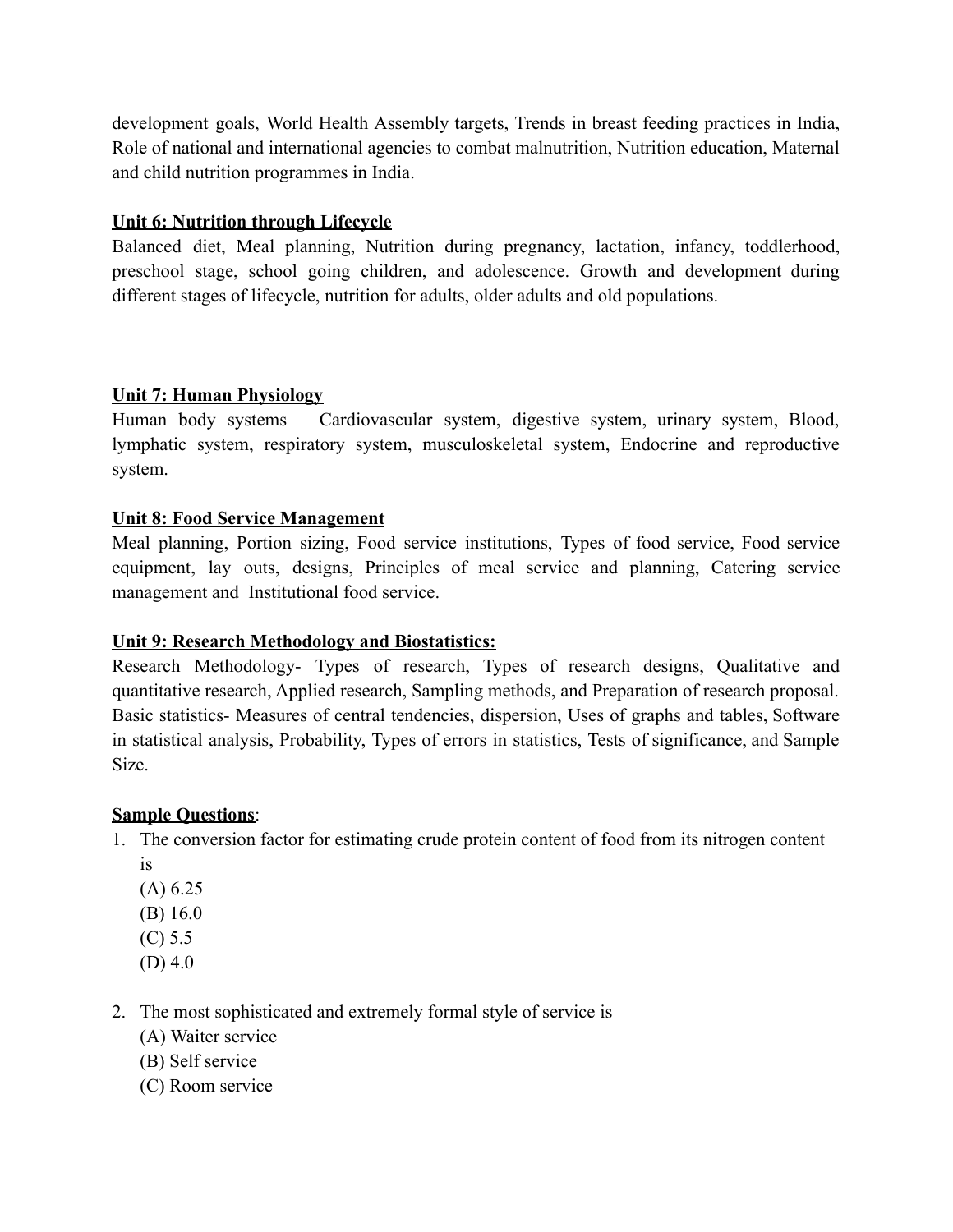development goals, World Health Assembly targets, Trends in breast feeding practices in India, Role of national and international agencies to combat malnutrition, Nutrition education, Maternal and child nutrition programmes in India.

**Unit 6: Nutrition through Lifecycle**

Balanced diet, Meal planning, Nutrition during pregnancy, lactation, infancy, toddlerhood, preschool stage, school going children, and adolescence. Growth and development during different stages of lifecycle, nutrition for adults, older adults and old populations.

**Unit 7: Human Physiology**

Human body systems – Cardiovascular system, digestive system, urinary system, Blood, lymphatic system, respiratory system, musculoskeletal system, Endocrine and reproductive system.

**Unit 8: Food Service Management**

Meal planning, Portion sizing, Food service institutions, Types of food service, Food service equipment, lay outs, designs, Principles of meal service and planning, Catering service management and Institutional food service.

**Unit 9: Research Methodology and Biostatistics:**

Research Methodology- Types of research, Types of research designs, Qualitative and quantitative research, Applied research, Sampling methods, and Preparation of research proposal. Basic statistics- Measures of central tendencies, dispersion, Uses of graphs and tables, Software in statistical analysis, Probability, Types of errors in statistics, Tests of significance, and Sample Size.

**Sample Questions**:

1. The conversion factor for estimating crude protein content of food from its nitrogen content is
   (A) 6.25
   (B) 16.0
   (C) 5.5
   (D) 4.0

2. The most sophisticated and extremely formal style of service is
   (A) Waiter service
   (B) Self service
   (C) Room service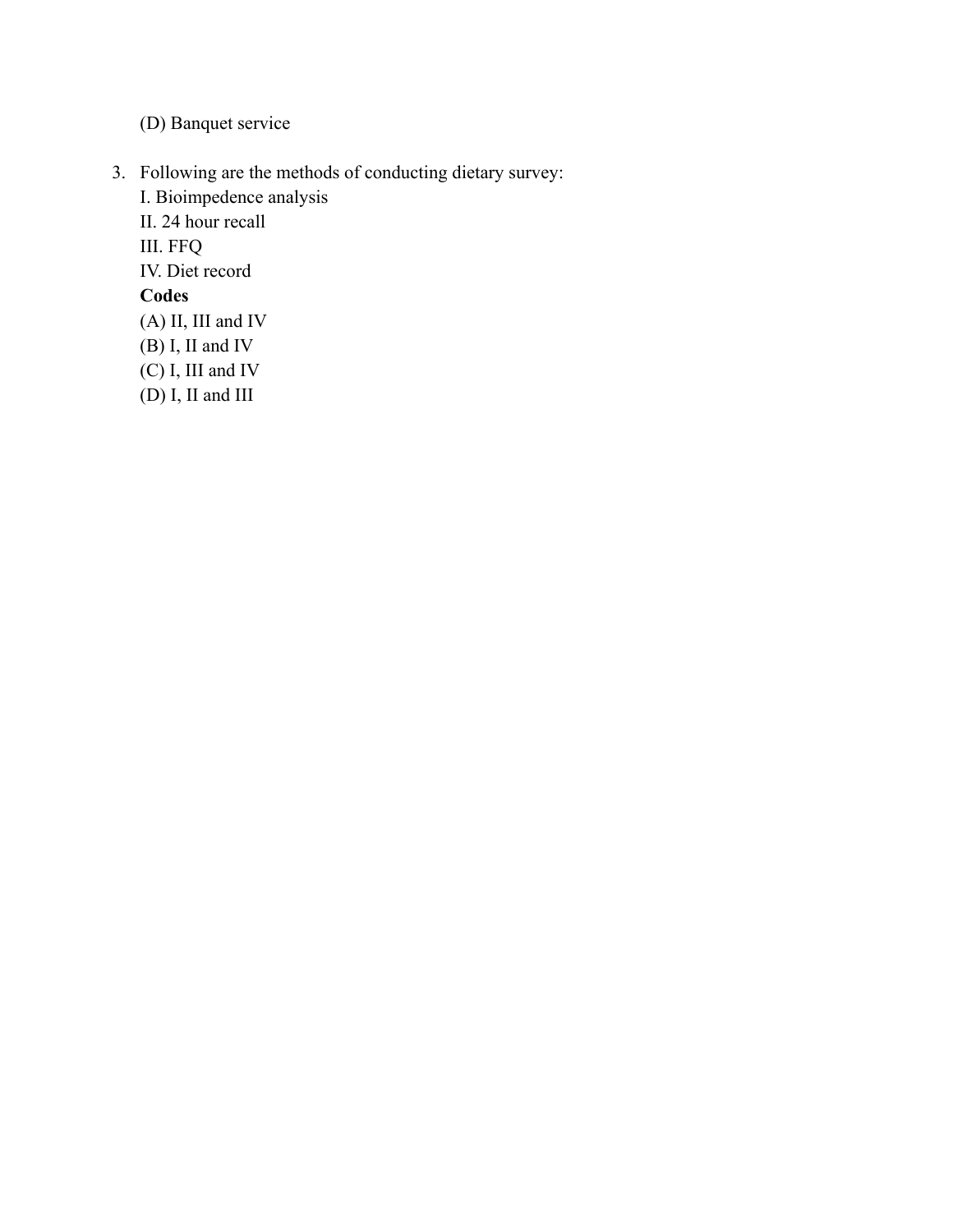(D) Banquet service

3. Following are the methods of conducting dietary survey:
   I. Bioimpedence analysis
   II. 24 hour recall
   III. FFQ
   IV. Diet record
   **Codes**
   (A) II, III and IV
   (B) I, II and IV
   (C) I, III and IV
   (D) I, II and III